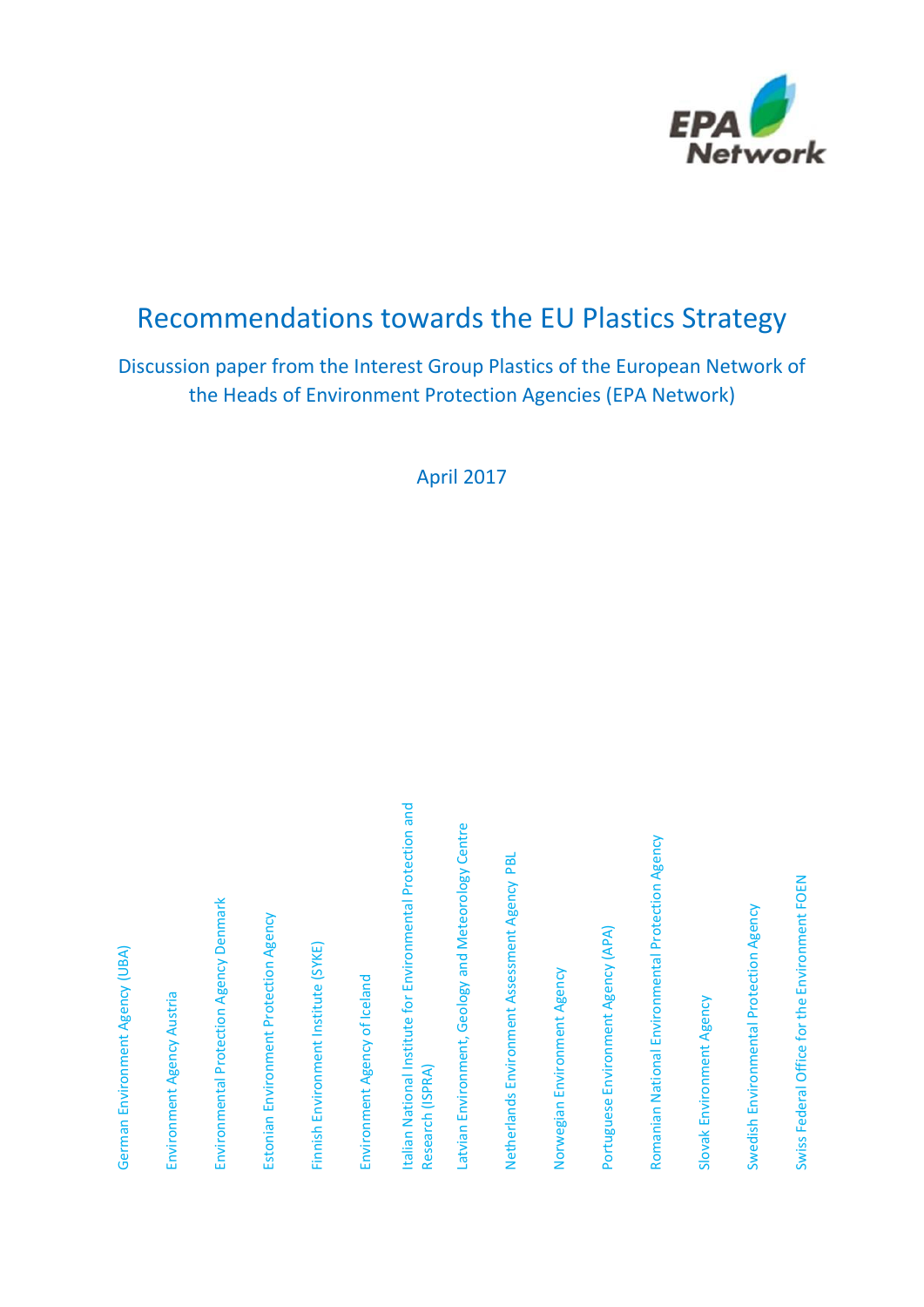EPA Network

# Recommendations towards the EU Plastics Strategy

Discussion paper from the Interest Group Plastics of the European Network of the Heads of Environment Protection Agencies (EPA Network)

April 2017

German Environment Agency (UBA)

Environment Agency Austria

Environmental Protection Agency Denmark

Estonian Environment Protection Agency

Finnish Environment Institute (SYKE)

Environment Agency of Iceland

Italian National Institute for Environmental Protection and Research (ISPRA)

Latvian Environment, Geology and Meteorology Centre

Netherlands Environment Assessment Agency PBL

Norwegian Environment Agency

Portuguese Environment Agency (APA)

Romanian National Environmental Protection Agency

Slovak Environment Agency

Swedish Environmental Protection Agency

Swiss Federal Office for the Environment FOEN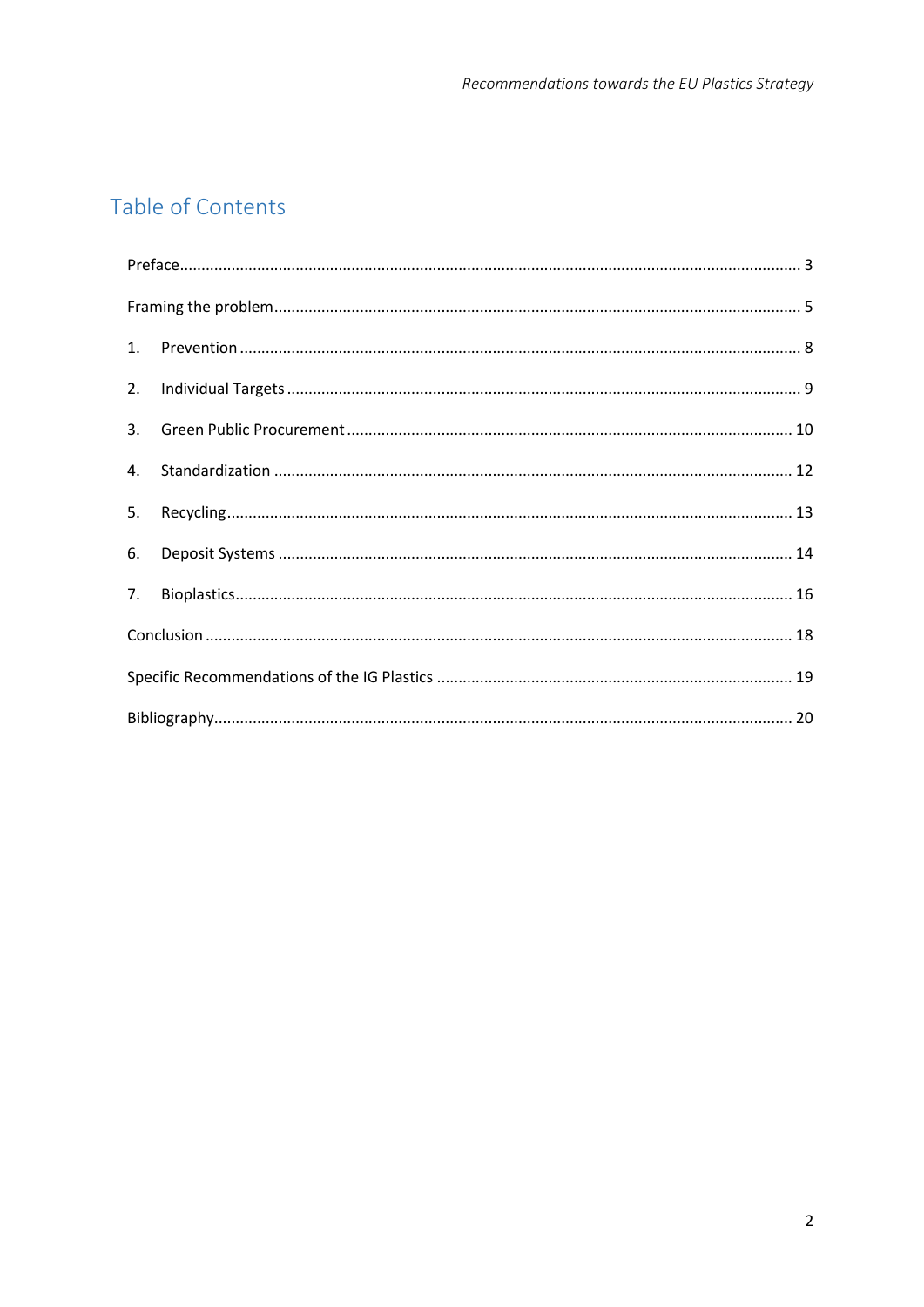# Table of Contents

Preface ........................................................................................................ 3

Framing the problem ................................................................................... 5

1. Prevention ............................................................................................... 8

2. Individual Targets ................................................................................... 9

3. Green Public Procurement ..................................................................... 10

4. Standardization ..................................................................................... 12

5. Recycling ............................................................................................... 13

6. Deposit Systems .................................................................................... 14

7. Bioplastics ............................................................................................. 16

Conclusion .................................................................................................. 18

Specific Recommendations of the IG Plastics ............................................ 19

Bibliography ................................................................................................ 20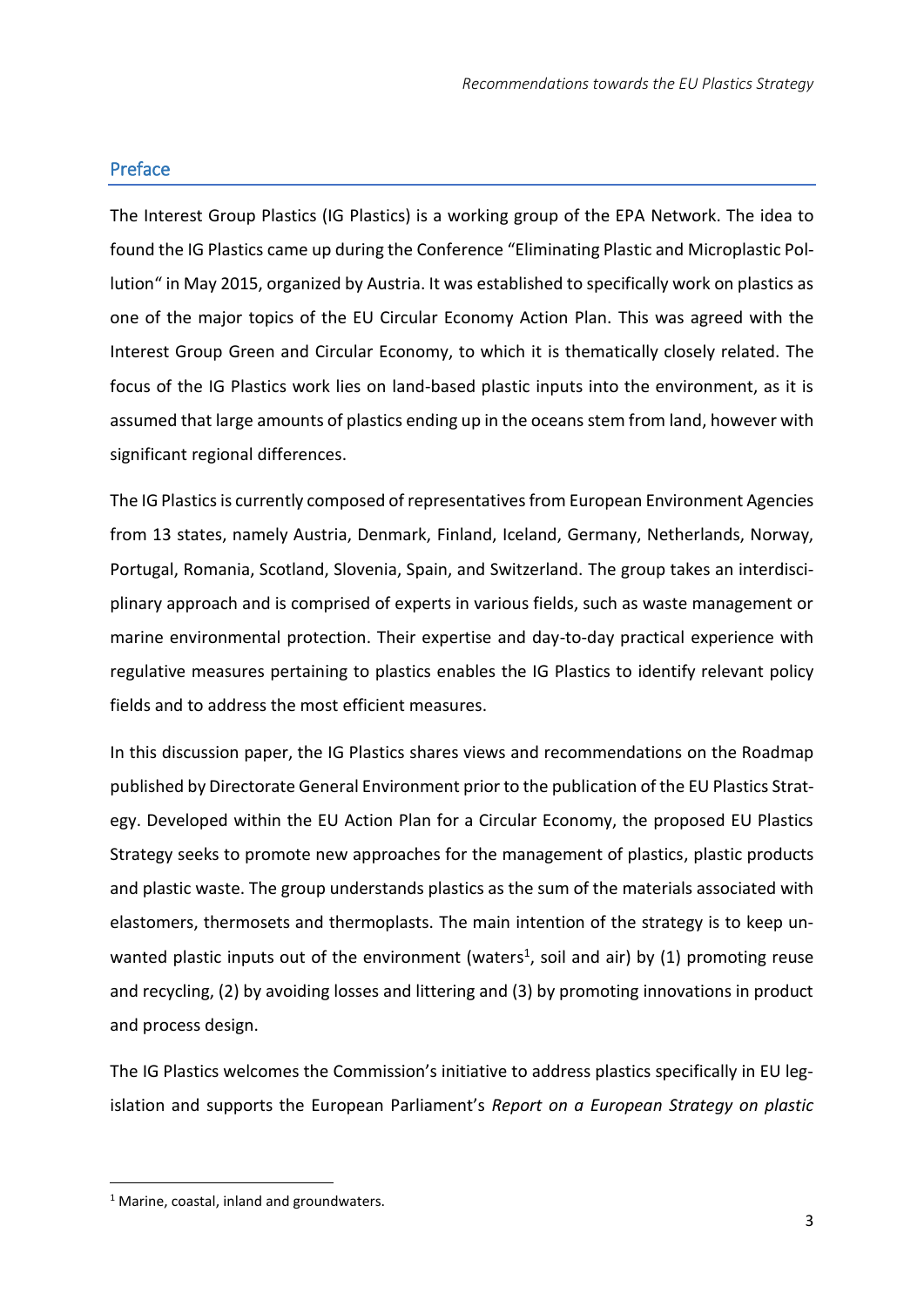## Preface

The Interest Group Plastics (IG Plastics) is a working group of the EPA Network. The idea to found the IG Plastics came up during the Conference "Eliminating Plastic and Microplastic Pollution" in May 2015, organized by Austria. It was established to specifically work on plastics as one of the major topics of the EU Circular Economy Action Plan. This was agreed with the Interest Group Green and Circular Economy, to which it is thematically closely related. The focus of the IG Plastics work lies on land-based plastic inputs into the environment, as it is assumed that large amounts of plastics ending up in the oceans stem from land, however with significant regional differences.

The IG Plastics is currently composed of representatives from European Environment Agencies from 13 states, namely Austria, Denmark, Finland, Iceland, Germany, Netherlands, Norway, Portugal, Romania, Scotland, Slovenia, Spain, and Switzerland. The group takes an interdisciplinary approach and is comprised of experts in various fields, such as waste management or marine environmental protection. Their expertise and day-to-day practical experience with regulative measures pertaining to plastics enables the IG Plastics to identify relevant policy fields and to address the most efficient measures.

In this discussion paper, the IG Plastics shares views and recommendations on the Roadmap published by Directorate General Environment prior to the publication of the EU Plastics Strategy. Developed within the EU Action Plan for a Circular Economy, the proposed EU Plastics Strategy seeks to promote new approaches for the management of plastics, plastic products and plastic waste. The group understands plastics as the sum of the materials associated with elastomers, thermosets and thermoplasts. The main intention of the strategy is to keep unwanted plastic inputs out of the environment (waters[1], soil and air) by (1) promoting reuse and recycling, (2) by avoiding losses and littering and (3) by promoting innovations in product and process design.

The IG Plastics welcomes the Commission's initiative to address plastics specifically in EU legislation and supports the European Parliament's *Report on a European Strategy on plastic*

[1] Marine, coastal, inland and groundwaters.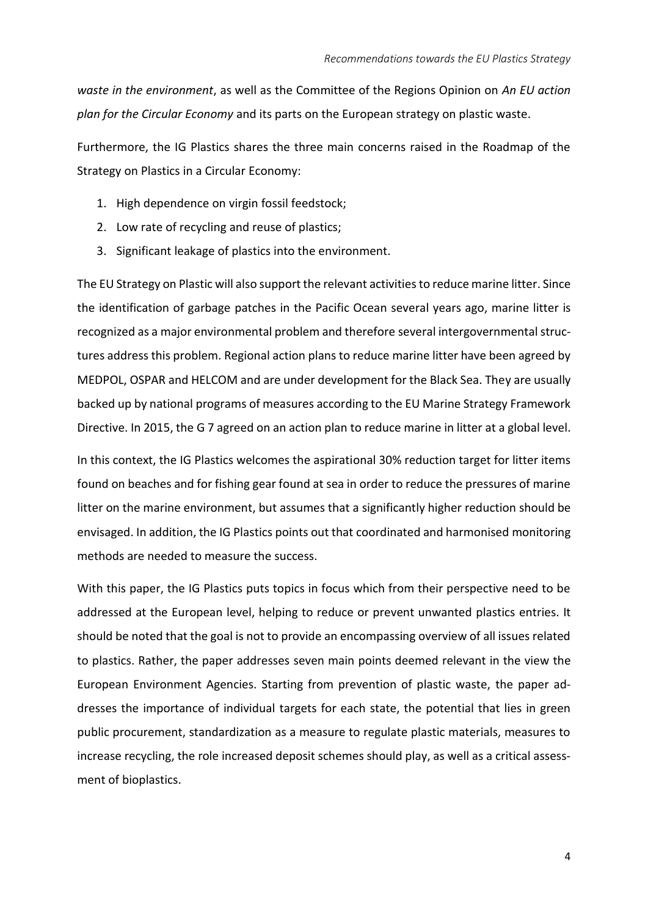*waste in the environment*, as well as the Committee of the Regions Opinion on *An EU action plan for the Circular Economy* and its parts on the European strategy on plastic waste.

Furthermore, the IG Plastics shares the three main concerns raised in the Roadmap of the Strategy on Plastics in a Circular Economy:

1. High dependence on virgin fossil feedstock;
2. Low rate of recycling and reuse of plastics;
3. Significant leakage of plastics into the environment.

The EU Strategy on Plastic will also support the relevant activities to reduce marine litter. Since the identification of garbage patches in the Pacific Ocean several years ago, marine litter is recognized as a major environmental problem and therefore several intergovernmental structures address this problem. Regional action plans to reduce marine litter have been agreed by MEDPOL, OSPAR and HELCOM and are under development for the Black Sea. They are usually backed up by national programs of measures according to the EU Marine Strategy Framework Directive. In 2015, the G 7 agreed on an action plan to reduce marine in litter at a global level.

In this context, the IG Plastics welcomes the aspirational 30% reduction target for litter items found on beaches and for fishing gear found at sea in order to reduce the pressures of marine litter on the marine environment, but assumes that a significantly higher reduction should be envisaged. In addition, the IG Plastics points out that coordinated and harmonised monitoring methods are needed to measure the success.

With this paper, the IG Plastics puts topics in focus which from their perspective need to be addressed at the European level, helping to reduce or prevent unwanted plastics entries. It should be noted that the goal is not to provide an encompassing overview of all issues related to plastics. Rather, the paper addresses seven main points deemed relevant in the view the European Environment Agencies. Starting from prevention of plastic waste, the paper addresses the importance of individual targets for each state, the potential that lies in green public procurement, standardization as a measure to regulate plastic materials, measures to increase recycling, the role increased deposit schemes should play, as well as a critical assessment of bioplastics.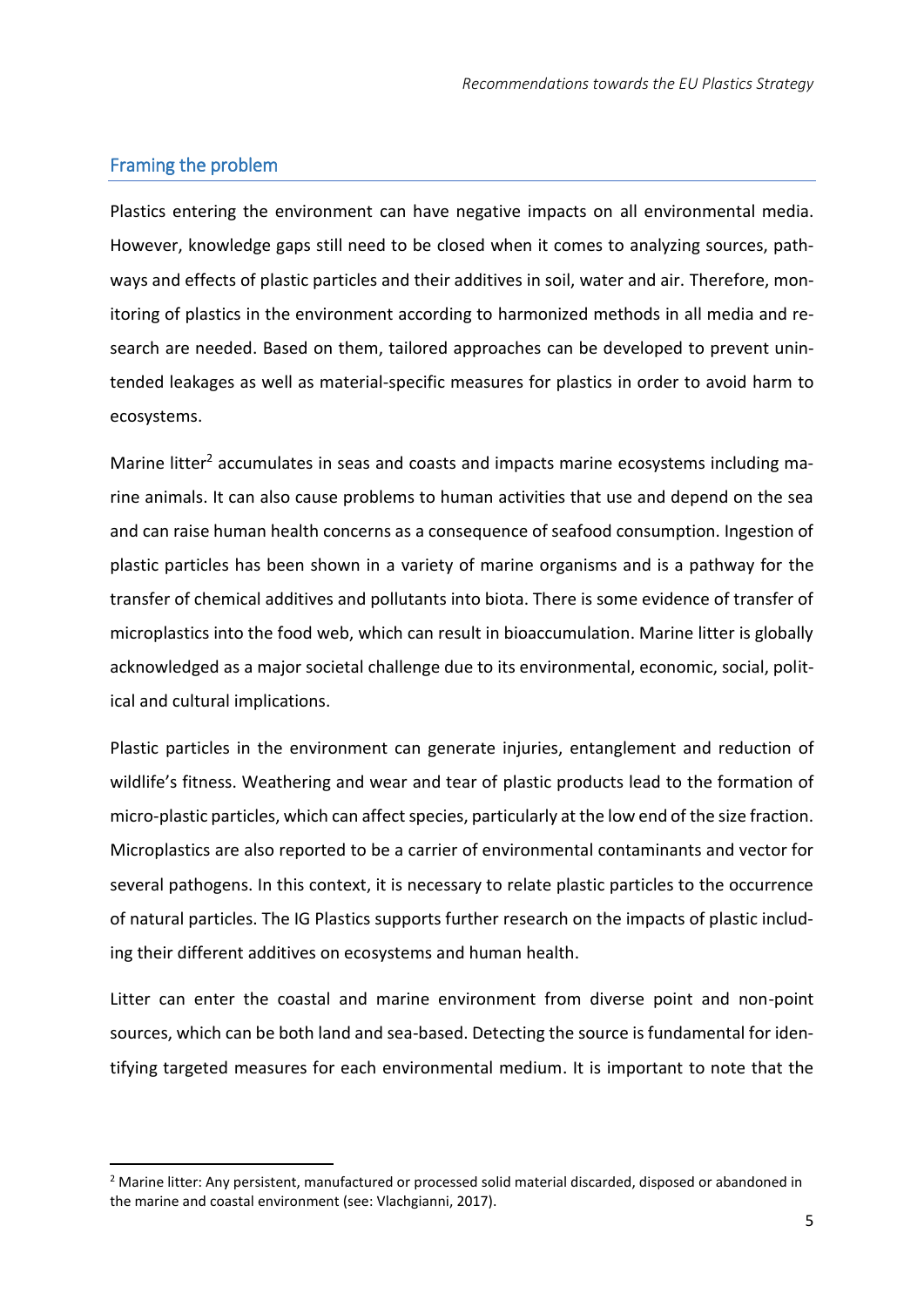## Framing the problem

Plastics entering the environment can have negative impacts on all environmental media. However, knowledge gaps still need to be closed when it comes to analyzing sources, pathways and effects of plastic particles and their additives in soil, water and air. Therefore, monitoring of plastics in the environment according to harmonized methods in all media and research are needed. Based on them, tailored approaches can be developed to prevent unintended leakages as well as material-specific measures for plastics in order to avoid harm to ecosystems.

Marine litter[2] accumulates in seas and coasts and impacts marine ecosystems including marine animals. It can also cause problems to human activities that use and depend on the sea and can raise human health concerns as a consequence of seafood consumption. Ingestion of plastic particles has been shown in a variety of marine organisms and is a pathway for the transfer of chemical additives and pollutants into biota. There is some evidence of transfer of microplastics into the food web, which can result in bioaccumulation. Marine litter is globally acknowledged as a major societal challenge due to its environmental, economic, social, political and cultural implications.

Plastic particles in the environment can generate injuries, entanglement and reduction of wildlife's fitness. Weathering and wear and tear of plastic products lead to the formation of micro-plastic particles, which can affect species, particularly at the low end of the size fraction. Microplastics are also reported to be a carrier of environmental contaminants and vector for several pathogens. In this context, it is necessary to relate plastic particles to the occurrence of natural particles. The IG Plastics supports further research on the impacts of plastic including their different additives on ecosystems and human health.

Litter can enter the coastal and marine environment from diverse point and non-point sources, which can be both land and sea-based. Detecting the source is fundamental for identifying targeted measures for each environmental medium. It is important to note that the

[2] Marine litter: Any persistent, manufactured or processed solid material discarded, disposed or abandoned in the marine and coastal environment (see: Vlachgianni, 2017).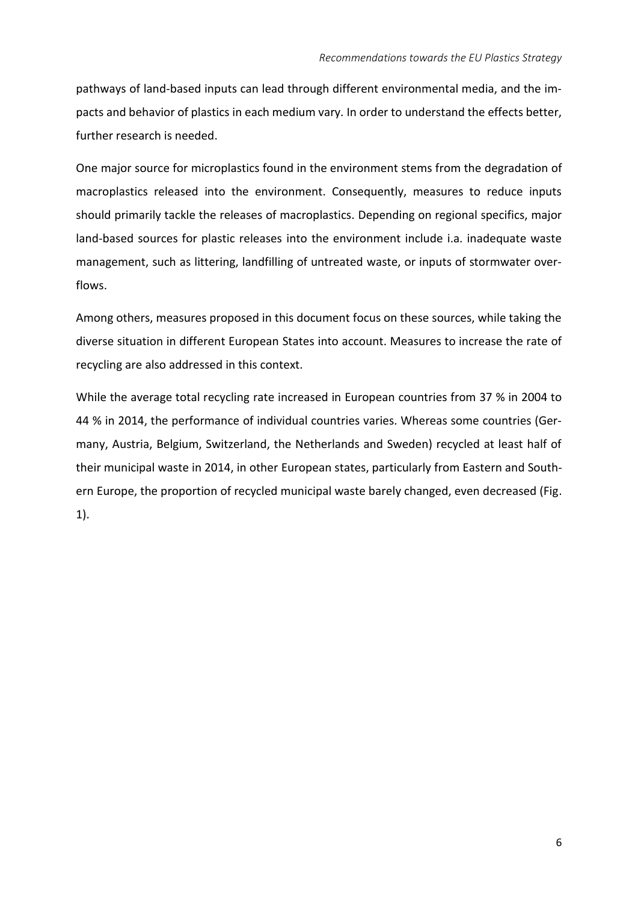pathways of land-based inputs can lead through different environmental media, and the impacts and behavior of plastics in each medium vary. In order to understand the effects better, further research is needed.

One major source for microplastics found in the environment stems from the degradation of macroplastics released into the environment. Consequently, measures to reduce inputs should primarily tackle the releases of macroplastics. Depending on regional specifics, major land-based sources for plastic releases into the environment include i.a. inadequate waste management, such as littering, landfilling of untreated waste, or inputs of stormwater overflows.

Among others, measures proposed in this document focus on these sources, while taking the diverse situation in different European States into account. Measures to increase the rate of recycling are also addressed in this context.

While the average total recycling rate increased in European countries from 37 % in 2004 to 44 % in 2014, the performance of individual countries varies. Whereas some countries (Germany, Austria, Belgium, Switzerland, the Netherlands and Sweden) recycled at least half of their municipal waste in 2014, in other European states, particularly from Eastern and Southern Europe, the proportion of recycled municipal waste barely changed, even decreased (Fig. 1).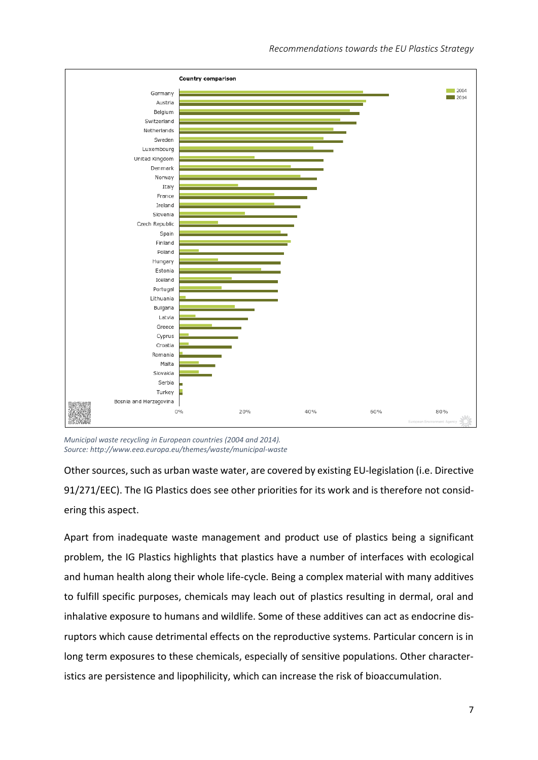*Municipal waste recycling in European countries (2004 and 2014).*
*Source: http://www.eea.europa.eu/themes/waste/municipal-waste*

Other sources, such as urban waste water, are covered by existing EU-legislation (i.e. Directive 91/271/EEC). The IG Plastics does see other priorities for its work and is therefore not considering this aspect.

Apart from inadequate waste management and product use of plastics being a significant problem, the IG Plastics highlights that plastics have a number of interfaces with ecological and human health along their whole life-cycle. Being a complex material with many additives to fulfill specific purposes, chemicals may leach out of plastics resulting in dermal, oral and inhalative exposure to humans and wildlife. Some of these additives can act as endocrine disruptors which cause detrimental effects on the reproductive systems. Particular concern is in long term exposures to these chemicals, especially of sensitive populations. Other characteristics are persistence and lipophilicity, which can increase the risk of bioaccumulation.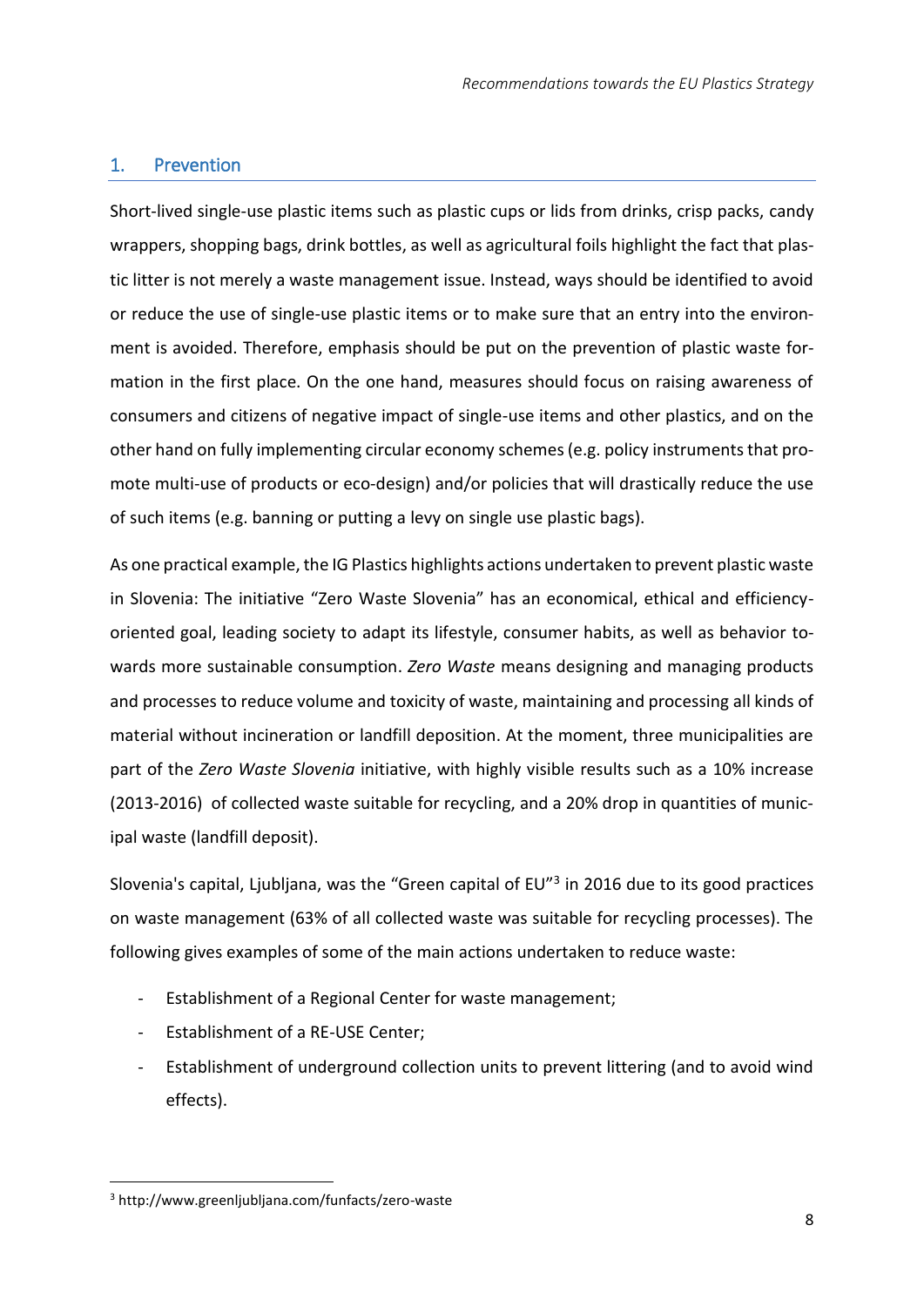## 1. Prevention

Short-lived single-use plastic items such as plastic cups or lids from drinks, crisp packs, candy wrappers, shopping bags, drink bottles, as well as agricultural foils highlight the fact that plastic litter is not merely a waste management issue. Instead, ways should be identified to avoid or reduce the use of single-use plastic items or to make sure that an entry into the environment is avoided. Therefore, emphasis should be put on the prevention of plastic waste formation in the first place. On the one hand, measures should focus on raising awareness of consumers and citizens of negative impact of single-use items and other plastics, and on the other hand on fully implementing circular economy schemes (e.g. policy instruments that promote multi-use of products or eco-design) and/or policies that will drastically reduce the use of such items (e.g. banning or putting a levy on single use plastic bags).

As one practical example, the IG Plastics highlights actions undertaken to prevent plastic waste in Slovenia: The initiative "Zero Waste Slovenia" has an economical, ethical and efficiency-oriented goal, leading society to adapt its lifestyle, consumer habits, as well as behavior towards more sustainable consumption. *Zero Waste* means designing and managing products and processes to reduce volume and toxicity of waste, maintaining and processing all kinds of material without incineration or landfill deposition. At the moment, three municipalities are part of the *Zero Waste Slovenia* initiative, with highly visible results such as a 10% increase (2013-2016) of collected waste suitable for recycling, and a 20% drop in quantities of municipal waste (landfill deposit).

Slovenia's capital, Ljubljana, was the "Green capital of EU"[3] in 2016 due to its good practices on waste management (63% of all collected waste was suitable for recycling processes). The following gives examples of some of the main actions undertaken to reduce waste:

- Establishment of a Regional Center for waste management;
- Establishment of a RE-USE Center;
- Establishment of underground collection units to prevent littering (and to avoid wind effects).

[3] http://www.greenljubljana.com/funfacts/zero-waste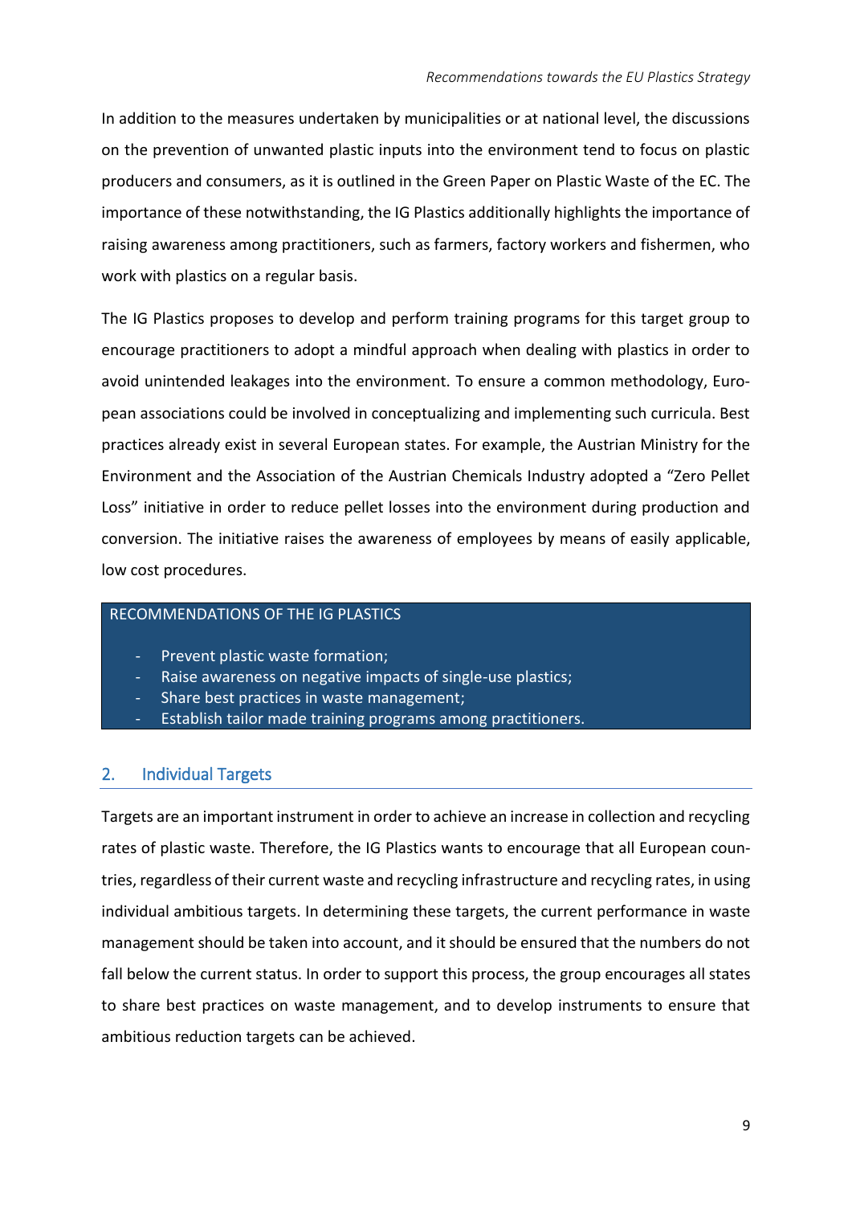In addition to the measures undertaken by municipalities or at national level, the discussions on the prevention of unwanted plastic inputs into the environment tend to focus on plastic producers and consumers, as it is outlined in the Green Paper on Plastic Waste of the EC. The importance of these notwithstanding, the IG Plastics additionally highlights the importance of raising awareness among practitioners, such as farmers, factory workers and fishermen, who work with plastics on a regular basis.

The IG Plastics proposes to develop and perform training programs for this target group to encourage practitioners to adopt a mindful approach when dealing with plastics in order to avoid unintended leakages into the environment. To ensure a common methodology, European associations could be involved in conceptualizing and implementing such curricula. Best practices already exist in several European states. For example, the Austrian Ministry for the Environment and the Association of the Austrian Chemicals Industry adopted a "Zero Pellet Loss" initiative in order to reduce pellet losses into the environment during production and conversion. The initiative raises the awareness of employees by means of easily applicable, low cost procedures.

**RECOMMENDATIONS OF THE IG PLASTICS**

- Prevent plastic waste formation;
- Raise awareness on negative impacts of single-use plastics;
- Share best practices in waste management;
- Establish tailor made training programs among practitioners.

## 2. Individual Targets

Targets are an important instrument in order to achieve an increase in collection and recycling rates of plastic waste. Therefore, the IG Plastics wants to encourage that all European countries, regardless of their current waste and recycling infrastructure and recycling rates, in using individual ambitious targets. In determining these targets, the current performance in waste management should be taken into account, and it should be ensured that the numbers do not fall below the current status. In order to support this process, the group encourages all states to share best practices on waste management, and to develop instruments to ensure that ambitious reduction targets can be achieved.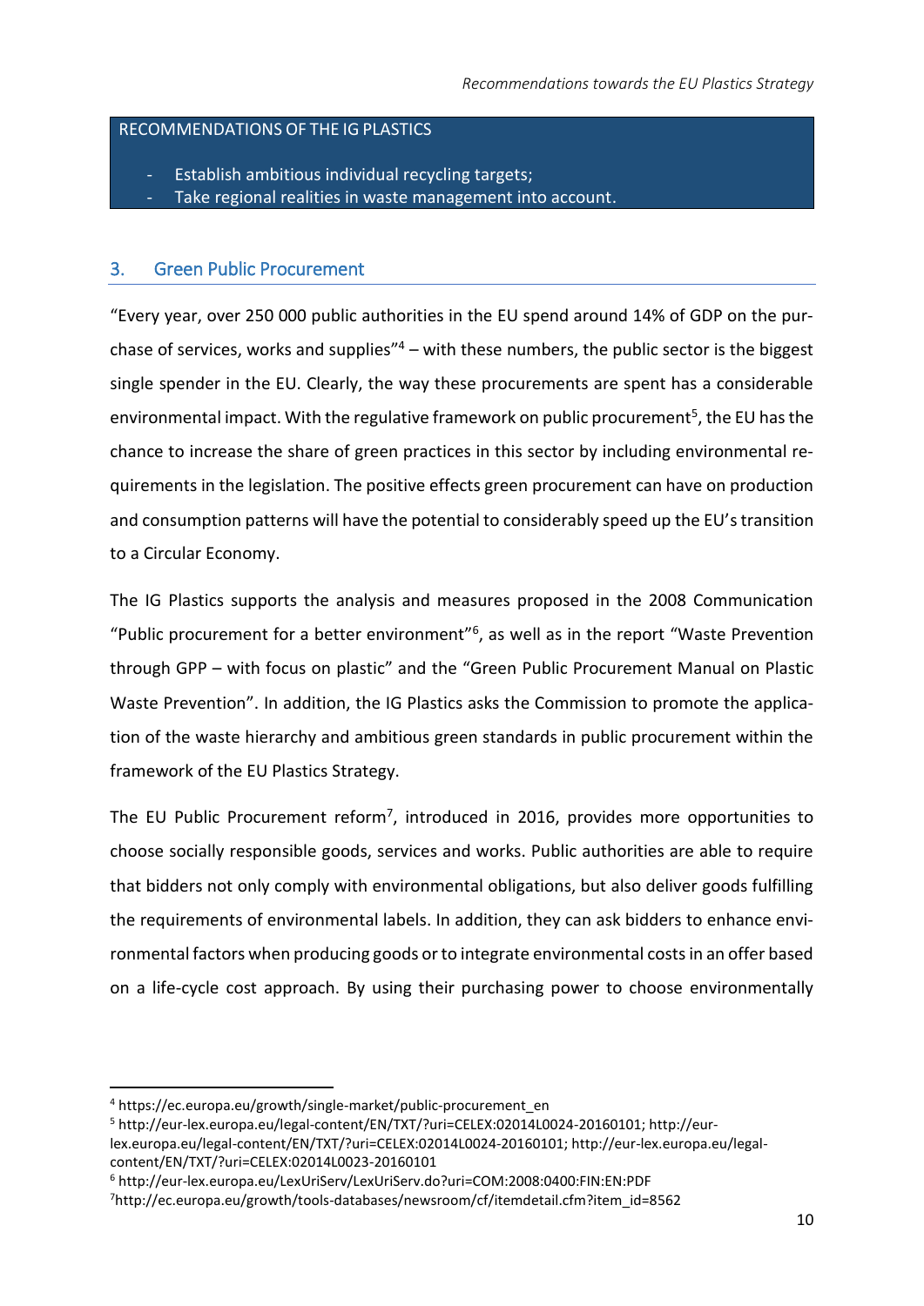RECOMMENDATIONS OF THE IG PLASTICS

- Establish ambitious individual recycling targets;
- Take regional realities in waste management into account.

## 3. Green Public Procurement

"Every year, over 250 000 public authorities in the EU spend around 14% of GDP on the purchase of services, works and supplies"[4] – with these numbers, the public sector is the biggest single spender in the EU. Clearly, the way these procurements are spent has a considerable environmental impact. With the regulative framework on public procurement[5], the EU has the chance to increase the share of green practices in this sector by including environmental requirements in the legislation. The positive effects green procurement can have on production and consumption patterns will have the potential to considerably speed up the EU's transition to a Circular Economy.

The IG Plastics supports the analysis and measures proposed in the 2008 Communication "Public procurement for a better environment"[6], as well as in the report "Waste Prevention through GPP – with focus on plastic" and the "Green Public Procurement Manual on Plastic Waste Prevention". In addition, the IG Plastics asks the Commission to promote the application of the waste hierarchy and ambitious green standards in public procurement within the framework of the EU Plastics Strategy.

The EU Public Procurement reform[7], introduced in 2016, provides more opportunities to choose socially responsible goods, services and works. Public authorities are able to require that bidders not only comply with environmental obligations, but also deliver goods fulfilling the requirements of environmental labels. In addition, they can ask bidders to enhance environmental factors when producing goods or to integrate environmental costs in an offer based on a life-cycle cost approach. By using their purchasing power to choose environmentally

---

[4] https://ec.europa.eu/growth/single-market/public-procurement_en

[5] http://eur-lex.europa.eu/legal-content/EN/TXT/?uri=CELEX:02014L0024-20160101; http://eur-lex.europa.eu/legal-content/EN/TXT/?uri=CELEX:02014L0024-20160101; http://eur-lex.europa.eu/legal-content/EN/TXT/?uri=CELEX:02014L0023-20160101

[6] http://eur-lex.europa.eu/LexUriServ/LexUriServ.do?uri=COM:2008:0400:FIN:EN:PDF

[7] http://ec.europa.eu/growth/tools-databases/newsroom/cf/itemdetail.cfm?item_id=8562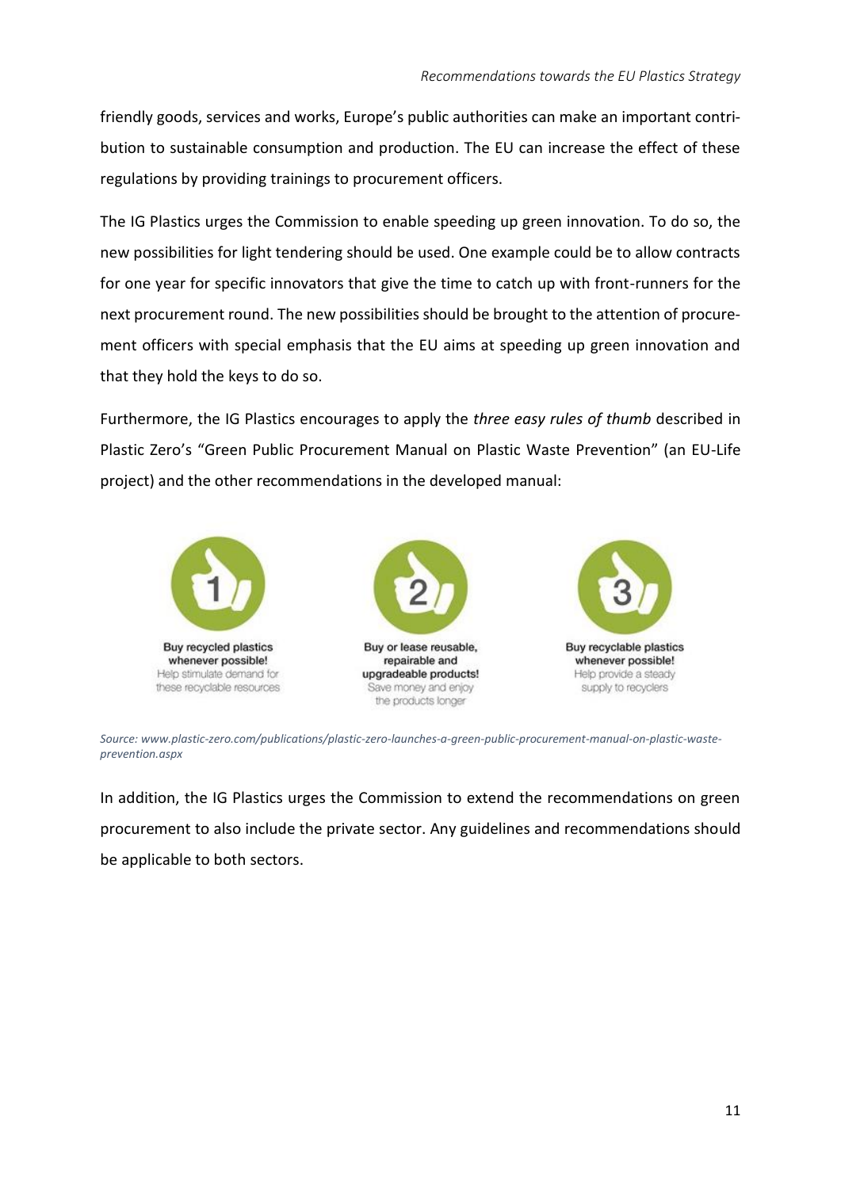friendly goods, services and works, Europe's public authorities can make an important contribution to sustainable consumption and production. The EU can increase the effect of these regulations by providing trainings to procurement officers.

The IG Plastics urges the Commission to enable speeding up green innovation. To do so, the new possibilities for light tendering should be used. One example could be to allow contracts for one year for specific innovators that give the time to catch up with front-runners for the next procurement round. The new possibilities should be brought to the attention of procurement officers with special emphasis that the EU aims at speeding up green innovation and that they hold the keys to do so.

Furthermore, the IG Plastics encourages to apply the *three easy rules of thumb* described in Plastic Zero's "Green Public Procurement Manual on Plastic Waste Prevention" (an EU-Life project) and the other recommendations in the developed manual:

1. **Buy recycled plastics whenever possible!** Help stimulate demand for these recyclable resources
2. **Buy or lease reusable, repairable and upgradeable products!** Save money and enjoy the products longer
3. **Buy recyclable plastics whenever possible!** Help provide a steady supply to recyclers

*Source: www.plastic-zero.com/publications/plastic-zero-launches-a-green-public-procurement-manual-on-plastic-waste-prevention.aspx*

In addition, the IG Plastics urges the Commission to extend the recommendations on green procurement to also include the private sector. Any guidelines and recommendations should be applicable to both sectors.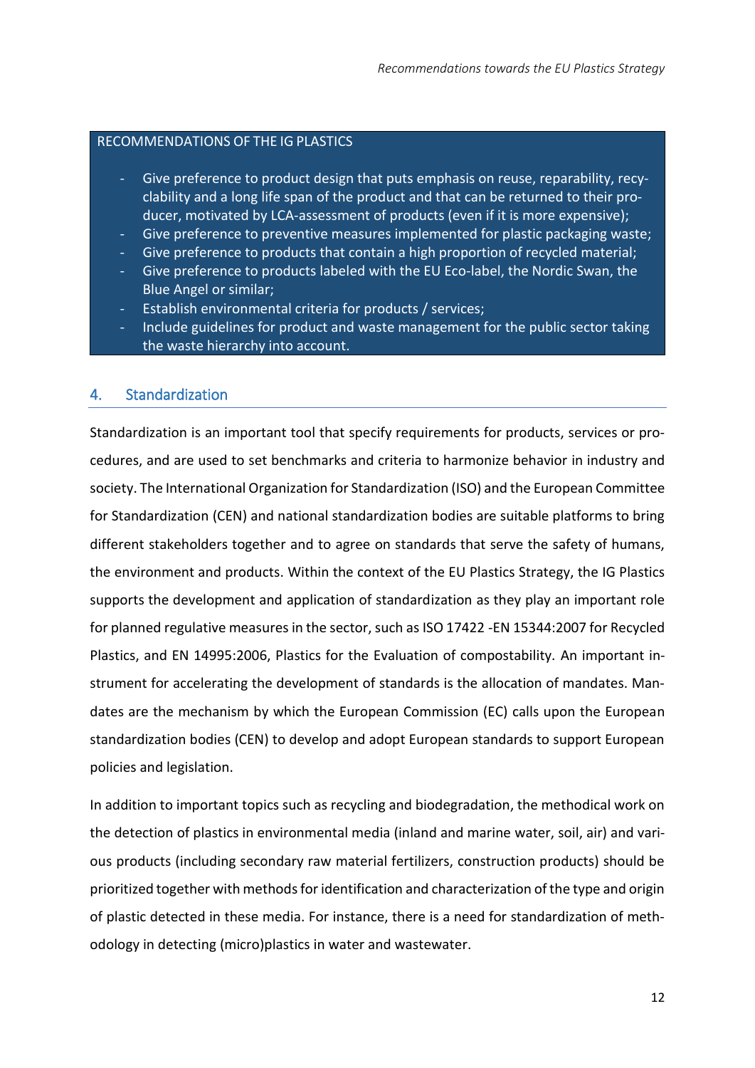RECOMMENDATIONS OF THE IG PLASTICS

- Give preference to product design that puts emphasis on reuse, reparability, recyclability and a long life span of the product and that can be returned to their producer, motivated by LCA-assessment of products (even if it is more expensive);
- Give preference to preventive measures implemented for plastic packaging waste;
- Give preference to products that contain a high proportion of recycled material;
- Give preference to products labeled with the EU Eco-label, the Nordic Swan, the Blue Angel or similar;
- Establish environmental criteria for products / services;
- Include guidelines for product and waste management for the public sector taking the waste hierarchy into account.

## 4. Standardization

Standardization is an important tool that specify requirements for products, services or procedures, and are used to set benchmarks and criteria to harmonize behavior in industry and society. The International Organization for Standardization (ISO) and the European Committee for Standardization (CEN) and national standardization bodies are suitable platforms to bring different stakeholders together and to agree on standards that serve the safety of humans, the environment and products. Within the context of the EU Plastics Strategy, the IG Plastics supports the development and application of standardization as they play an important role for planned regulative measures in the sector, such as ISO 17422 -EN 15344:2007 for Recycled Plastics, and EN 14995:2006, Plastics for the Evaluation of compostability. An important instrument for accelerating the development of standards is the allocation of mandates. Mandates are the mechanism by which the European Commission (EC) calls upon the European standardization bodies (CEN) to develop and adopt European standards to support European policies and legislation.

In addition to important topics such as recycling and biodegradation, the methodical work on the detection of plastics in environmental media (inland and marine water, soil, air) and various products (including secondary raw material fertilizers, construction products) should be prioritized together with methods for identification and characterization of the type and origin of plastic detected in these media. For instance, there is a need for standardization of methodology in detecting (micro)plastics in water and wastewater.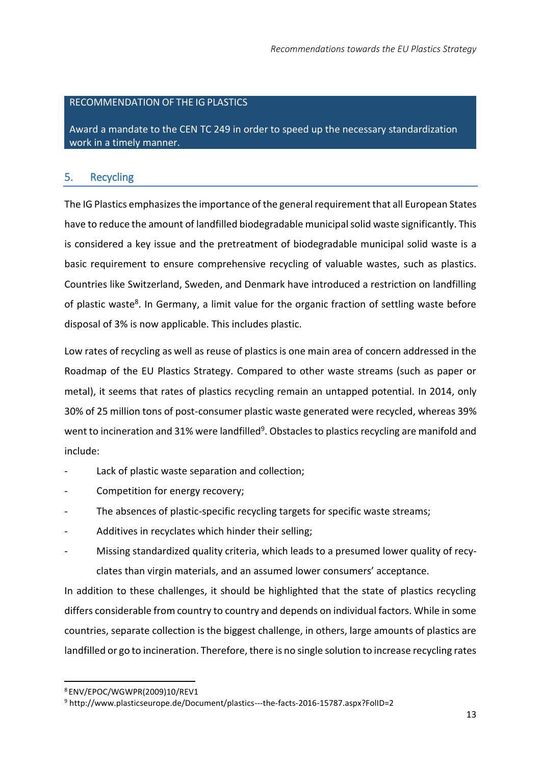**RECOMMENDATION OF THE IG PLASTICS**

**Award a mandate to the CEN TC 249 in order to speed up the necessary standardization work in a timely manner.**

## 5. Recycling

The IG Plastics emphasizes the importance of the general requirement that all European States have to reduce the amount of landfilled biodegradable municipal solid waste significantly. This is considered a key issue and the pretreatment of biodegradable municipal solid waste is a basic requirement to ensure comprehensive recycling of valuable wastes, such as plastics. Countries like Switzerland, Sweden, and Denmark have introduced a restriction on landfilling of plastic waste[8]. In Germany, a limit value for the organic fraction of settling waste before disposal of 3% is now applicable. This includes plastic.

Low rates of recycling as well as reuse of plastics is one main area of concern addressed in the Roadmap of the EU Plastics Strategy. Compared to other waste streams (such as paper or metal), it seems that rates of plastics recycling remain an untapped potential. In 2014, only 30% of 25 million tons of post-consumer plastic waste generated were recycled, whereas 39% went to incineration and 31% were landfilled[9]. Obstacles to plastics recycling are manifold and include:

- Lack of plastic waste separation and collection;
- Competition for energy recovery;
- The absences of plastic-specific recycling targets for specific waste streams;
- Additives in recyclates which hinder their selling;
- Missing standardized quality criteria, which leads to a presumed lower quality of recyclates than virgin materials, and an assumed lower consumers' acceptance.

In addition to these challenges, it should be highlighted that the state of plastics recycling differs considerable from country to country and depends on individual factors. While in some countries, separate collection is the biggest challenge, in others, large amounts of plastics are landfilled or go to incineration. Therefore, there is no single solution to increase recycling rates

[8] ENV/EPOC/WGWPR(2009)10/REV1

[9] http://www.plasticseurope.de/Document/plastics---the-facts-2016-15787.aspx?FolID=2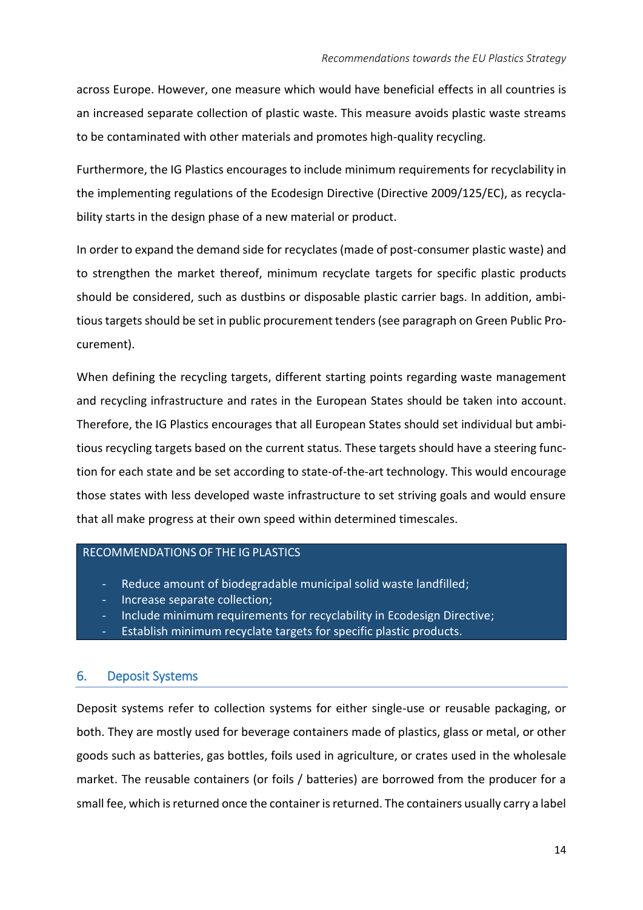across Europe. However, one measure which would have beneficial effects in all countries is an increased separate collection of plastic waste. This measure avoids plastic waste streams to be contaminated with other materials and promotes high-quality recycling.

Furthermore, the IG Plastics encourages to include minimum requirements for recyclability in the implementing regulations of the Ecodesign Directive (Directive 2009/125/EC), as recyclability starts in the design phase of a new material or product.

In order to expand the demand side for recyclates (made of post-consumer plastic waste) and to strengthen the market thereof, minimum recyclate targets for specific plastic products should be considered, such as dustbins or disposable plastic carrier bags. In addition, ambitious targets should be set in public procurement tenders (see paragraph on Green Public Procurement).

When defining the recycling targets, different starting points regarding waste management and recycling infrastructure and rates in the European States should be taken into account. Therefore, the IG Plastics encourages that all European States should set individual but ambitious recycling targets based on the current status. These targets should have a steering function for each state and be set according to state-of-the-art technology. This would encourage those states with less developed waste infrastructure to set striving goals and would ensure that all make progress at their own speed within determined timescales.

RECOMMENDATIONS OF THE IG PLASTICS

- Reduce amount of biodegradable municipal solid waste landfilled;
- Increase separate collection;
- Include minimum requirements for recyclability in Ecodesign Directive;
- Establish minimum recyclate targets for specific plastic products.

## 6. Deposit Systems

Deposit systems refer to collection systems for either single-use or reusable packaging, or both. They are mostly used for beverage containers made of plastics, glass or metal, or other goods such as batteries, gas bottles, foils used in agriculture, or crates used in the wholesale market. The reusable containers (or foils / batteries) are borrowed from the producer for a small fee, which is returned once the container is returned. The containers usually carry a label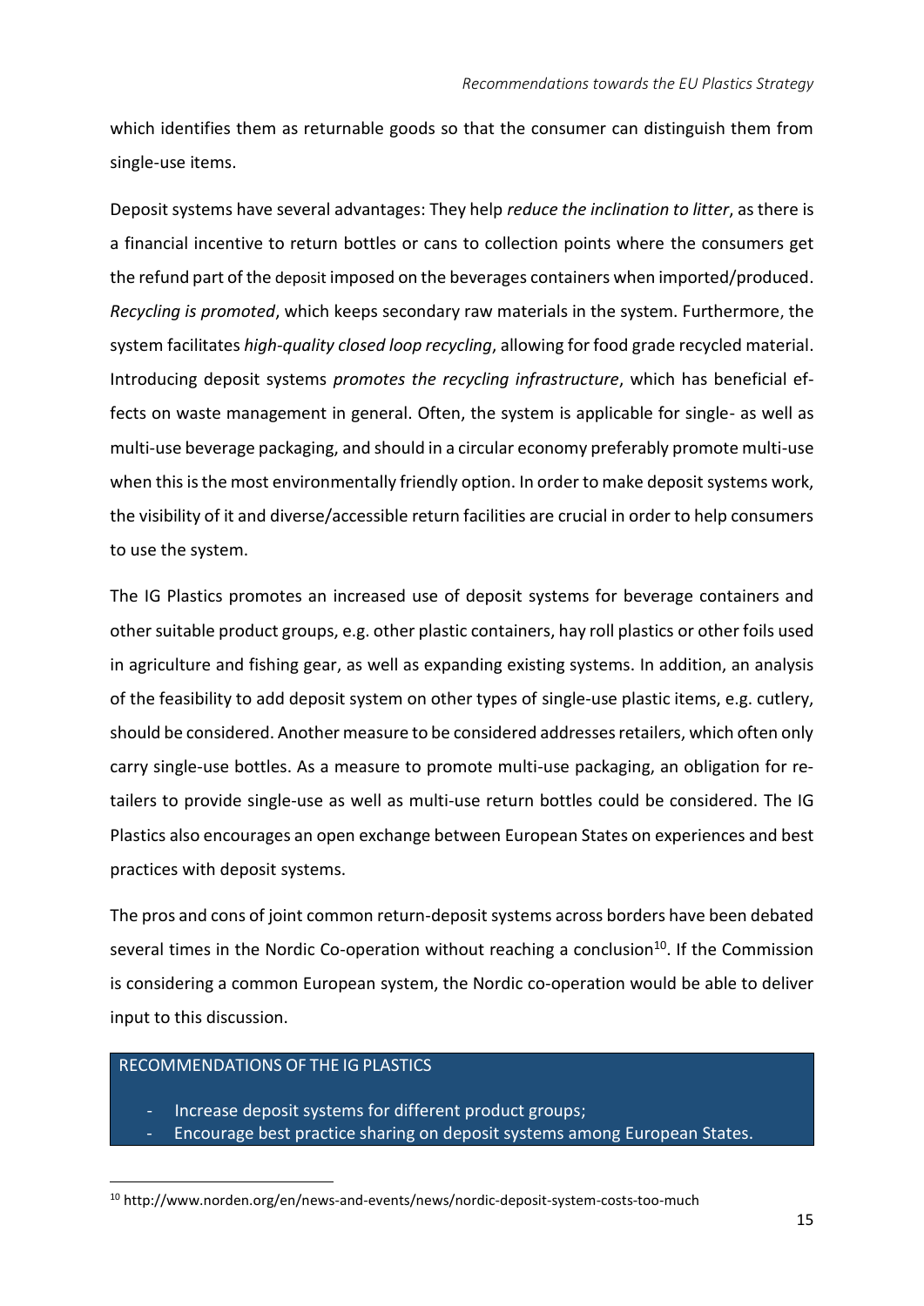which identifies them as returnable goods so that the consumer can distinguish them from single-use items.

Deposit systems have several advantages: They help *reduce the inclination to litter*, as there is a financial incentive to return bottles or cans to collection points where the consumers get the refund part of the deposit imposed on the beverages containers when imported/produced. *Recycling is promoted*, which keeps secondary raw materials in the system. Furthermore, the system facilitates *high-quality closed loop recycling*, allowing for food grade recycled material. Introducing deposit systems *promotes the recycling infrastructure*, which has beneficial effects on waste management in general. Often, the system is applicable for single- as well as multi-use beverage packaging, and should in a circular economy preferably promote multi-use when this is the most environmentally friendly option. In order to make deposit systems work, the visibility of it and diverse/accessible return facilities are crucial in order to help consumers to use the system.

The IG Plastics promotes an increased use of deposit systems for beverage containers and other suitable product groups, e.g. other plastic containers, hay roll plastics or other foils used in agriculture and fishing gear, as well as expanding existing systems. In addition, an analysis of the feasibility to add deposit system on other types of single-use plastic items, e.g. cutlery, should be considered. Another measure to be considered addresses retailers, which often only carry single-use bottles. As a measure to promote multi-use packaging, an obligation for retailers to provide single-use as well as multi-use return bottles could be considered. The IG Plastics also encourages an open exchange between European States on experiences and best practices with deposit systems.

The pros and cons of joint common return-deposit systems across borders have been debated several times in the Nordic Co-operation without reaching a conclusion[10]. If the Commission is considering a common European system, the Nordic co-operation would be able to deliver input to this discussion.

**RECOMMENDATIONS OF THE IG PLASTICS**

- Increase deposit systems for different product groups;
- Encourage best practice sharing on deposit systems among European States.

[10] http://www.norden.org/en/news-and-events/news/nordic-deposit-system-costs-too-much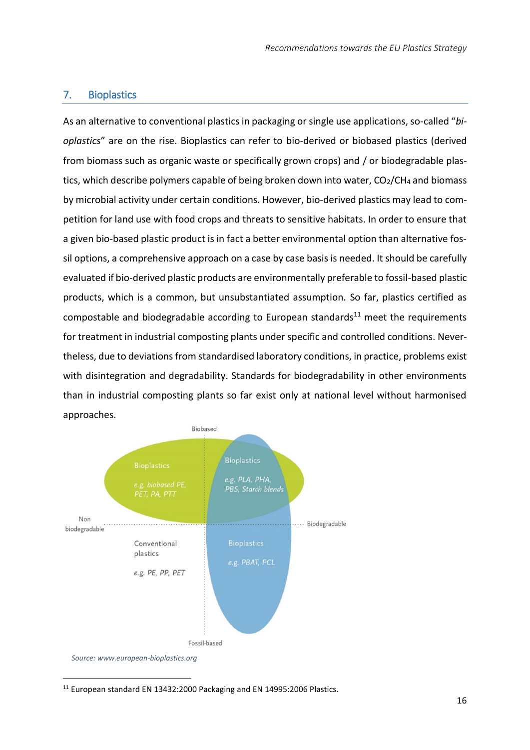## 7. Bioplastics

As an alternative to conventional plastics in packaging or single use applications, so-called "*bioplastics*" are on the rise. Bioplastics can refer to bio-derived or biobased plastics (derived from biomass such as organic waste or specifically grown crops) and / or biodegradable plastics, which describe polymers capable of being broken down into water, $CO_2$/$CH_4$ and biomass by microbial activity under certain conditions. However, bio-derived plastics may lead to competition for land use with food crops and threats to sensitive habitats. In order to ensure that a given bio-based plastic product is in fact a better environmental option than alternative fossil options, a comprehensive approach on a case by case basis is needed. It should be carefully evaluated if bio-derived plastic products are environmentally preferable to fossil-based plastic products, which is a common, but unsubstantiated assumption. So far, plastics certified as compostable and biodegradable according to European standards[11] meet the requirements for treatment in industrial composting plants under specific and controlled conditions. Nevertheless, due to deviations from standardised laboratory conditions, in practice, problems exist with disintegration and degradability. Standards for biodegradability in other environments than in industrial composting plants so far exist only at national level without harmonised approaches.

Biobased

Bioplastics

*e.g. biobased PE, PET, PA, PTT*

Bioplastics

*e.g. PLA, PHA, PBS, Starch blends*

Non biodegradable

Biodegradable

Conventional plastics

*e.g. PE, PP, PET*

Bioplastics

*e.g. PBAT, PCL*

Fossil-based

*Source: www.european-bioplastics.org*

[11] European standard EN 13432:2000 Packaging and EN 14995:2006 Plastics.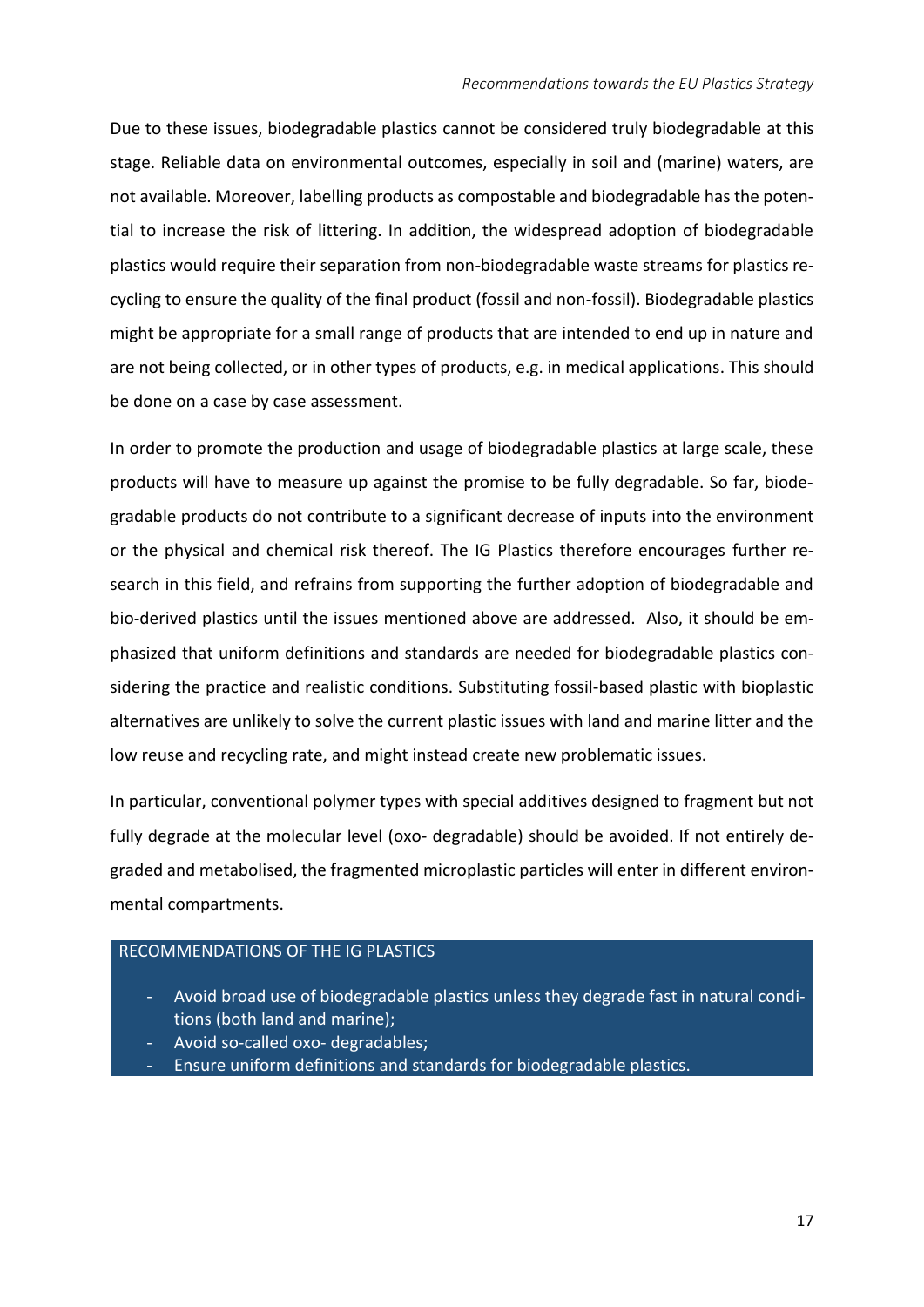Due to these issues, biodegradable plastics cannot be considered truly biodegradable at this stage. Reliable data on environmental outcomes, especially in soil and (marine) waters, are not available. Moreover, labelling products as compostable and biodegradable has the potential to increase the risk of littering. In addition, the widespread adoption of biodegradable plastics would require their separation from non-biodegradable waste streams for plastics recycling to ensure the quality of the final product (fossil and non-fossil). Biodegradable plastics might be appropriate for a small range of products that are intended to end up in nature and are not being collected, or in other types of products, e.g. in medical applications. This should be done on a case by case assessment.

In order to promote the production and usage of biodegradable plastics at large scale, these products will have to measure up against the promise to be fully degradable. So far, biodegradable products do not contribute to a significant decrease of inputs into the environment or the physical and chemical risk thereof. The IG Plastics therefore encourages further research in this field, and refrains from supporting the further adoption of biodegradable and bio-derived plastics until the issues mentioned above are addressed. Also, it should be emphasized that uniform definitions and standards are needed for biodegradable plastics considering the practice and realistic conditions. Substituting fossil-based plastic with bioplastic alternatives are unlikely to solve the current plastic issues with land and marine litter and the low reuse and recycling rate, and might instead create new problematic issues.

In particular, conventional polymer types with special additives designed to fragment but not fully degrade at the molecular level (oxo- degradable) should be avoided. If not entirely degraded and metabolised, the fragmented microplastic particles will enter in different environmental compartments.

RECOMMENDATIONS OF THE IG PLASTICS

- Avoid broad use of biodegradable plastics unless they degrade fast in natural conditions (both land and marine);
- Avoid so-called oxo- degradables;
- Ensure uniform definitions and standards for biodegradable plastics.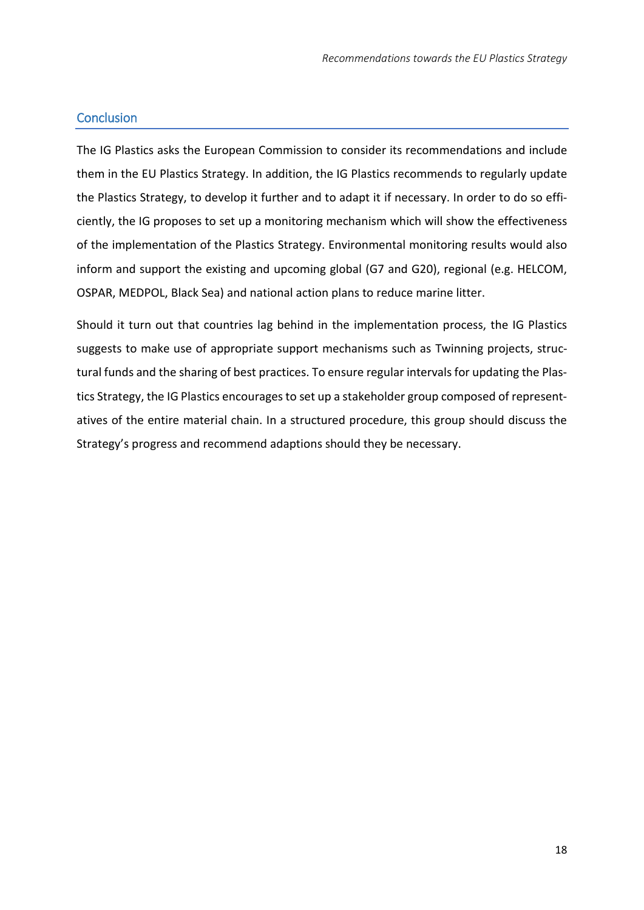## Conclusion

The IG Plastics asks the European Commission to consider its recommendations and include them in the EU Plastics Strategy. In addition, the IG Plastics recommends to regularly update the Plastics Strategy, to develop it further and to adapt it if necessary. In order to do so efficiently, the IG proposes to set up a monitoring mechanism which will show the effectiveness of the implementation of the Plastics Strategy. Environmental monitoring results would also inform and support the existing and upcoming global (G7 and G20), regional (e.g. HELCOM, OSPAR, MEDPOL, Black Sea) and national action plans to reduce marine litter.

Should it turn out that countries lag behind in the implementation process, the IG Plastics suggests to make use of appropriate support mechanisms such as Twinning projects, structural funds and the sharing of best practices. To ensure regular intervals for updating the Plastics Strategy, the IG Plastics encourages to set up a stakeholder group composed of representatives of the entire material chain. In a structured procedure, this group should discuss the Strategy's progress and recommend adaptions should they be necessary.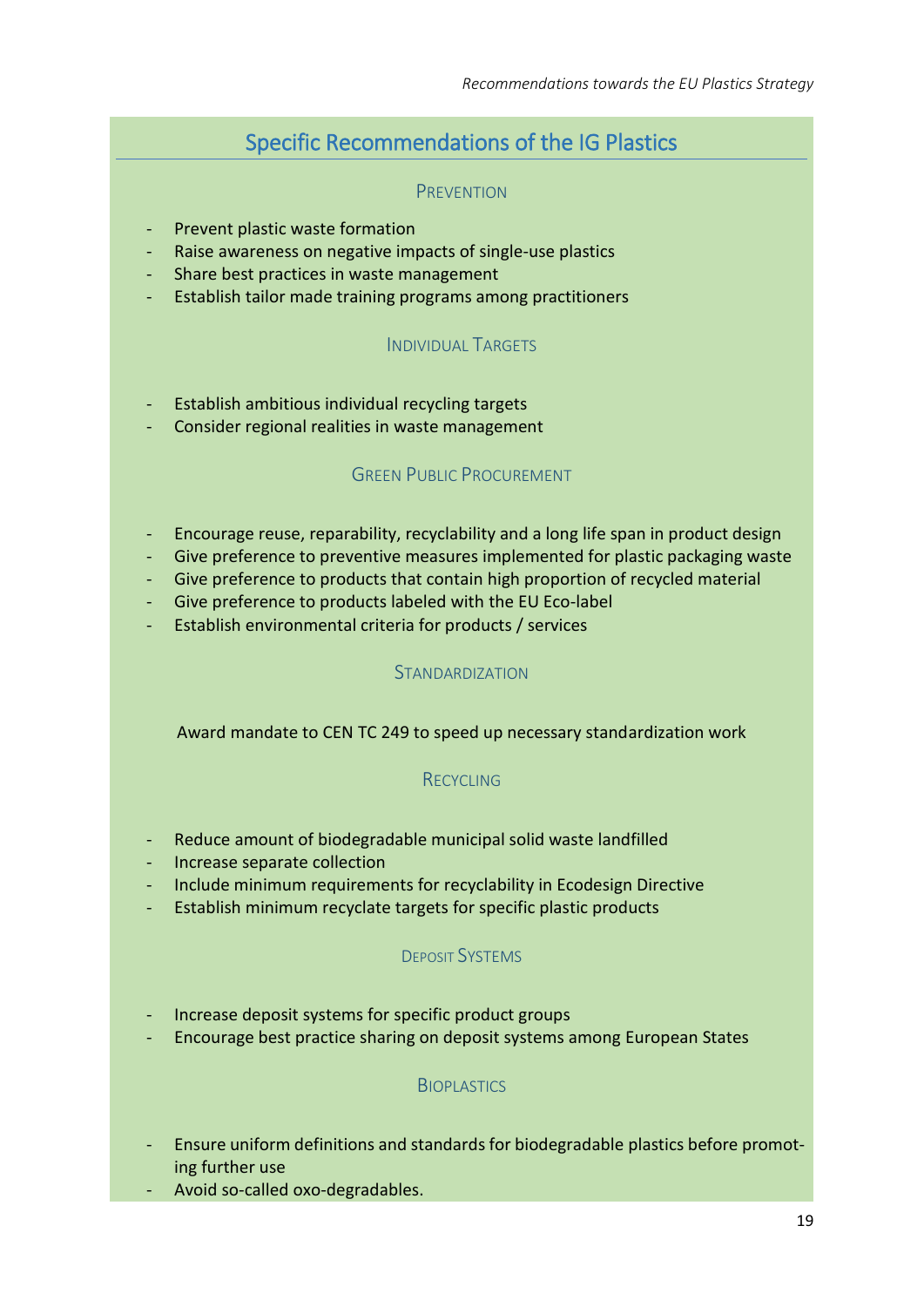## Specific Recommendations of the IG Plastics

### Prevention

- Prevent plastic waste formation
- Raise awareness on negative impacts of single-use plastics
- Share best practices in waste management
- Establish tailor made training programs among practitioners

### Individual Targets

- Establish ambitious individual recycling targets
- Consider regional realities in waste management

### Green Public Procurement

- Encourage reuse, reparability, recyclability and a long life span in product design
- Give preference to preventive measures implemented for plastic packaging waste
- Give preference to products that contain high proportion of recycled material
- Give preference to products labeled with the EU Eco-label
- Establish environmental criteria for products / services

### Standardization

Award mandate to CEN TC 249 to speed up necessary standardization work

### Recycling

- Reduce amount of biodegradable municipal solid waste landfilled
- Increase separate collection
- Include minimum requirements for recyclability in Ecodesign Directive
- Establish minimum recyclate targets for specific plastic products

### Deposit Systems

- Increase deposit systems for specific product groups
- Encourage best practice sharing on deposit systems among European States

### Bioplastics

- Ensure uniform definitions and standards for biodegradable plastics before promoting further use
- Avoid so-called oxo-degradables.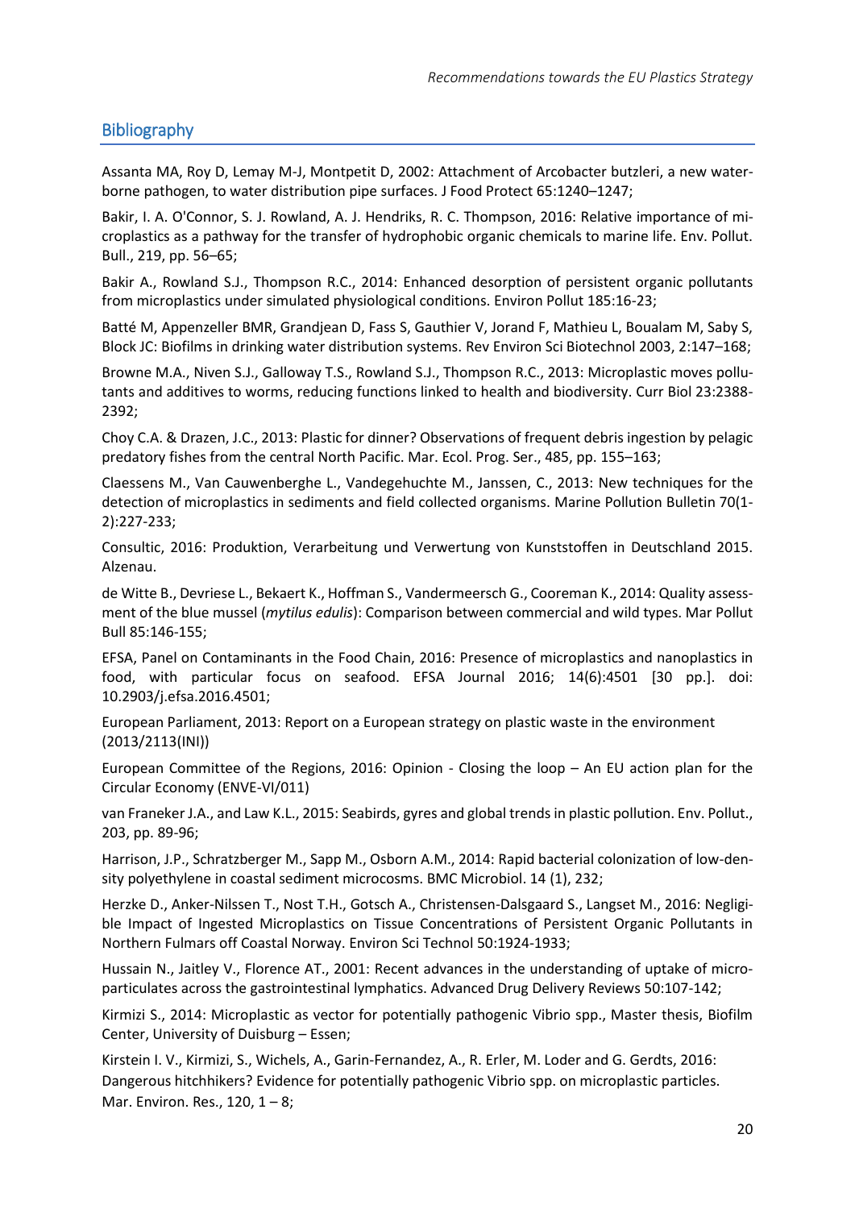## Bibliography

Assanta MA, Roy D, Lemay M-J, Montpetit D, 2002: Attachment of Arcobacter butzleri, a new water-borne pathogen, to water distribution pipe surfaces. J Food Protect 65:1240–1247;

Bakir, I. A. O'Connor, S. J. Rowland, A. J. Hendriks, R. C. Thompson, 2016: Relative importance of microplastics as a pathway for the transfer of hydrophobic organic chemicals to marine life. Env. Pollut. Bull., 219, pp. 56–65;

Bakir A., Rowland S.J., Thompson R.C., 2014: Enhanced desorption of persistent organic pollutants from microplastics under simulated physiological conditions. Environ Pollut 185:16-23;

Batté M, Appenzeller BMR, Grandjean D, Fass S, Gauthier V, Jorand F, Mathieu L, Boualam M, Saby S, Block JC: Biofilms in drinking water distribution systems. Rev Environ Sci Biotechnol 2003, 2:147–168;

Browne M.A., Niven S.J., Galloway T.S., Rowland S.J., Thompson R.C., 2013: Microplastic moves pollutants and additives to worms, reducing functions linked to health and biodiversity. Curr Biol 23:2388-2392;

Choy C.A. & Drazen, J.C., 2013: Plastic for dinner? Observations of frequent debris ingestion by pelagic predatory fishes from the central North Pacific. Mar. Ecol. Prog. Ser., 485, pp. 155–163;

Claessens M., Van Cauwenberghe L., Vandegehuchte M., Janssen, C., 2013: New techniques for the detection of microplastics in sediments and field collected organisms. Marine Pollution Bulletin 70(1-2):227-233;

Consultic, 2016: Produktion, Verarbeitung und Verwertung von Kunststoffen in Deutschland 2015. Alzenau.

de Witte B., Devriese L., Bekaert K., Hoffman S., Vandermeersch G., Cooreman K., 2014: Quality assessment of the blue mussel (*mytilus edulis*): Comparison between commercial and wild types. Mar Pollut Bull 85:146-155;

EFSA, Panel on Contaminants in the Food Chain, 2016: Presence of microplastics and nanoplastics in food, with particular focus on seafood. EFSA Journal 2016; 14(6):4501 [30 pp.]. doi: 10.2903/j.efsa.2016.4501;

European Parliament, 2013: Report on a European strategy on plastic waste in the environment (2013/2113(INI))

European Committee of the Regions, 2016: Opinion - Closing the loop – An EU action plan for the Circular Economy (ENVE-VI/011)

van Franeker J.A., and Law K.L., 2015: Seabirds, gyres and global trends in plastic pollution. Env. Pollut., 203, pp. 89-96;

Harrison, J.P., Schratzberger M., Sapp M., Osborn A.M., 2014: Rapid bacterial colonization of low-density polyethylene in coastal sediment microcosms. BMC Microbiol. 14 (1), 232;

Herzke D., Anker-Nilssen T., Nost T.H., Gotsch A., Christensen-Dalsgaard S., Langset M., 2016: Negligible Impact of Ingested Microplastics on Tissue Concentrations of Persistent Organic Pollutants in Northern Fulmars off Coastal Norway. Environ Sci Technol 50:1924-1933;

Hussain N., Jaitley V., Florence AT., 2001: Recent advances in the understanding of uptake of microparticulates across the gastrointestinal lymphatics. Advanced Drug Delivery Reviews 50:107-142;

Kirmizi S., 2014: Microplastic as vector for potentially pathogenic Vibrio spp., Master thesis, Biofilm Center, University of Duisburg – Essen;

Kirstein I. V., Kirmizi, S., Wichels, A., Garin-Fernandez, A., R. Erler, M. Loder and G. Gerdts, 2016: Dangerous hitchhikers? Evidence for potentially pathogenic Vibrio spp. on microplastic particles. Mar. Environ. Res., 120, 1 – 8;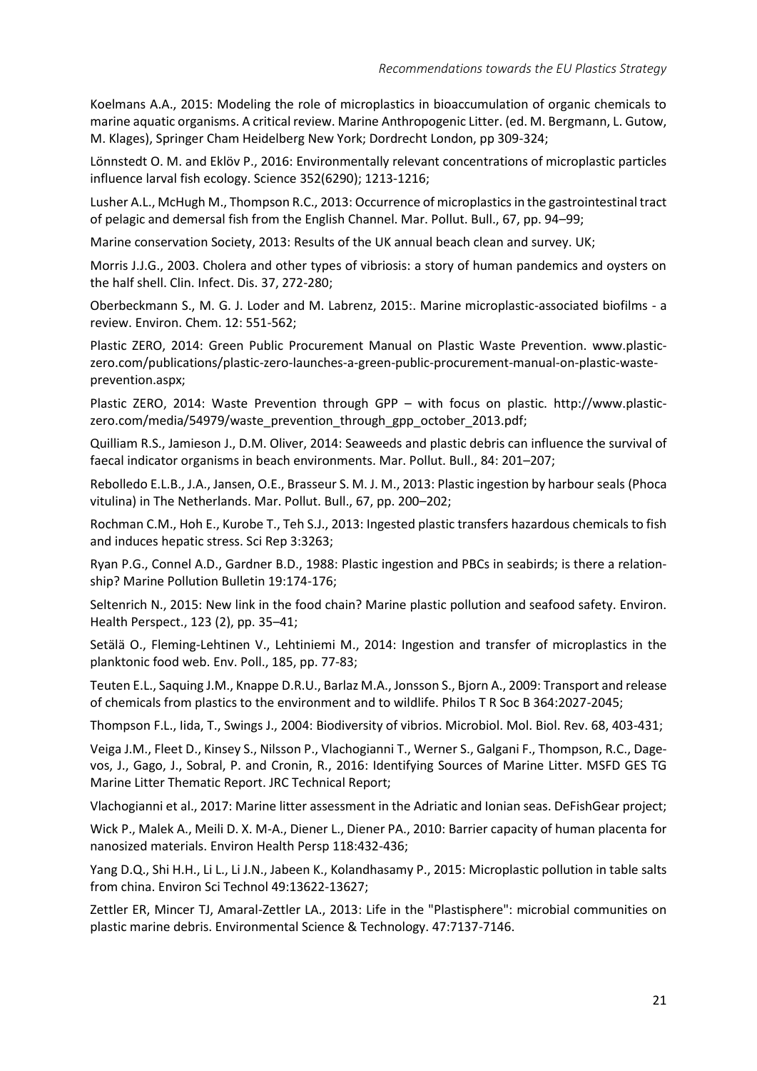Koelmans A.A., 2015: Modeling the role of microplastics in bioaccumulation of organic chemicals to marine aquatic organisms. A critical review. Marine Anthropogenic Litter. (ed. M. Bergmann, L. Gutow, M. Klages), Springer Cham Heidelberg New York; Dordrecht London, pp 309-324;

Lönnstedt O. M. and Eklöv P., 2016: Environmentally relevant concentrations of microplastic particles influence larval fish ecology. Science 352(6290); 1213-1216;

Lusher A.L., McHugh M., Thompson R.C., 2013: Occurrence of microplastics in the gastrointestinal tract of pelagic and demersal fish from the English Channel. Mar. Pollut. Bull., 67, pp. 94–99;

Marine conservation Society, 2013: Results of the UK annual beach clean and survey. UK;

Morris J.J.G., 2003. Cholera and other types of vibriosis: a story of human pandemics and oysters on the half shell. Clin. Infect. Dis. 37, 272-280;

Oberbeckmann S., M. G. J. Loder and M. Labrenz, 2015:. Marine microplastic-associated biofilms - a review. Environ. Chem. 12: 551-562;

Plastic ZERO, 2014: Green Public Procurement Manual on Plastic Waste Prevention. www.plastic-zero.com/publications/plastic-zero-launches-a-green-public-procurement-manual-on-plastic-waste-prevention.aspx;

Plastic ZERO, 2014: Waste Prevention through GPP – with focus on plastic. http://www.plastic-zero.com/media/54979/waste_prevention_through_gpp_october_2013.pdf;

Quilliam R.S., Jamieson J., D.M. Oliver, 2014: Seaweeds and plastic debris can influence the survival of faecal indicator organisms in beach environments. Mar. Pollut. Bull., 84: 201–207;

Rebolledo E.L.B., J.A., Jansen, O.E., Brasseur S. M. J. M., 2013: Plastic ingestion by harbour seals (Phoca vitulina) in The Netherlands. Mar. Pollut. Bull., 67, pp. 200–202;

Rochman C.M., Hoh E., Kurobe T., Teh S.J., 2013: Ingested plastic transfers hazardous chemicals to fish and induces hepatic stress. Sci Rep 3:3263;

Ryan P.G., Connel A.D., Gardner B.D., 1988: Plastic ingestion and PBCs in seabirds; is there a relationship? Marine Pollution Bulletin 19:174-176;

Seltenrich N., 2015: New link in the food chain? Marine plastic pollution and seafood safety. Environ. Health Perspect., 123 (2), pp. 35–41;

Setälä O., Fleming-Lehtinen V., Lehtiniemi M., 2014: Ingestion and transfer of microplastics in the planktonic food web. Env. Poll., 185, pp. 77-83;

Teuten E.L., Saquing J.M., Knappe D.R.U., Barlaz M.A., Jonsson S., Bjorn A., 2009: Transport and release of chemicals from plastics to the environment and to wildlife. Philos T R Soc B 364:2027-2045;

Thompson F.L., Iida, T., Swings J., 2004: Biodiversity of vibrios. Microbiol. Mol. Biol. Rev. 68, 403-431;

Veiga J.M., Fleet D., Kinsey S., Nilsson P., Vlachogianni T., Werner S., Galgani F., Thompson, R.C., Dagevos, J., Gago, J., Sobral, P. and Cronin, R., 2016: Identifying Sources of Marine Litter. MSFD GES TG Marine Litter Thematic Report. JRC Technical Report;

Vlachogianni et al., 2017: Marine litter assessment in the Adriatic and Ionian seas. DeFishGear project;

Wick P., Malek A., Meili D. X. M-A., Diener L., Diener PA., 2010: Barrier capacity of human placenta for nanosized materials. Environ Health Persp 118:432-436;

Yang D.Q., Shi H.H., Li L., Li J.N., Jabeen K., Kolandhasamy P., 2015: Microplastic pollution in table salts from china. Environ Sci Technol 49:13622-13627;

Zettler ER, Mincer TJ, Amaral-Zettler LA., 2013: Life in the "Plastisphere": microbial communities on plastic marine debris. Environmental Science & Technology. 47:7137-7146.